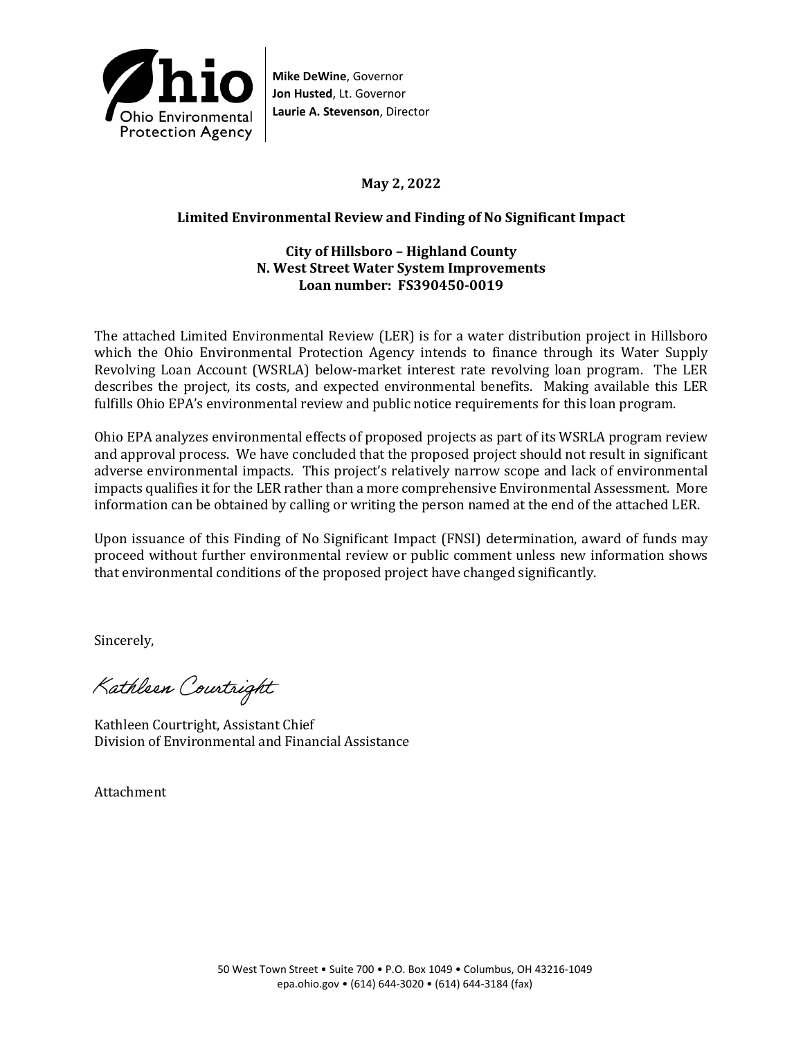Ohio Environmental Protection Agency

**Mike DeWine**, Governor
**Jon Husted**, Lt. Governor
**Laurie A. Stevenson**, Director

**May 2, 2022**

**Limited Environmental Review and Finding of No Significant Impact**

**City of Hillsboro – Highland County**
**N. West Street Water System Improvements**
**Loan number: FS390450-0019**

The attached Limited Environmental Review (LER) is for a water distribution project in Hillsboro which the Ohio Environmental Protection Agency intends to finance through its Water Supply Revolving Loan Account (WSRLA) below-market interest rate revolving loan program. The LER describes the project, its costs, and expected environmental benefits. Making available this LER fulfills Ohio EPA's environmental review and public notice requirements for this loan program.

Ohio EPA analyzes environmental effects of proposed projects as part of its WSRLA program review and approval process. We have concluded that the proposed project should not result in significant adverse environmental impacts. This project's relatively narrow scope and lack of environmental impacts qualifies it for the LER rather than a more comprehensive Environmental Assessment. More information can be obtained by calling or writing the person named at the end of the attached LER.

Upon issuance of this Finding of No Significant Impact (FNSI) determination, award of funds may proceed without further environmental review or public comment unless new information shows that environmental conditions of the proposed project have changed significantly.

Sincerely,

Kathleen Courtright

Kathleen Courtright, Assistant Chief
Division of Environmental and Financial Assistance

Attachment

50 West Town Street • Suite 700 • P.O. Box 1049 • Columbus, OH 43216-1049
epa.ohio.gov • (614) 644-3020 • (614) 644-3184 (fax)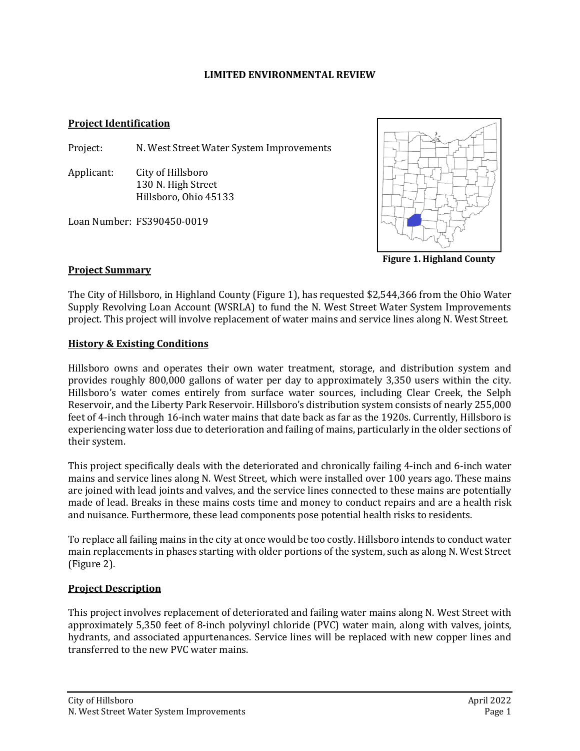**LIMITED ENVIRONMENTAL REVIEW**

## Project Identification

Project: N. West Street Water System Improvements

Applicant: City of Hillsboro
130 N. High Street
Hillsboro, Ohio 45133

Loan Number: FS390450-0019

**Figure 1. Highland County**

## Project Summary

The City of Hillsboro, in Highland County (Figure 1), has requested $2,544,366 from the Ohio Water Supply Revolving Loan Account (WSRLA) to fund the N. West Street Water System Improvements project. This project will involve replacement of water mains and service lines along N. West Street.

## History & Existing Conditions

Hillsboro owns and operates their own water treatment, storage, and distribution system and provides roughly 800,000 gallons of water per day to approximately 3,350 users within the city. Hillsboro's water comes entirely from surface water sources, including Clear Creek, the Selph Reservoir, and the Liberty Park Reservoir. Hillsboro's distribution system consists of nearly 255,000 feet of 4-inch through 16-inch water mains that date back as far as the 1920s. Currently, Hillsboro is experiencing water loss due to deterioration and failing of mains, particularly in the older sections of their system.

This project specifically deals with the deteriorated and chronically failing 4-inch and 6-inch water mains and service lines along N. West Street, which were installed over 100 years ago. These mains are joined with lead joints and valves, and the service lines connected to these mains are potentially made of lead. Breaks in these mains costs time and money to conduct repairs and are a health risk and nuisance. Furthermore, these lead components pose potential health risks to residents.

To replace all failing mains in the city at once would be too costly. Hillsboro intends to conduct water main replacements in phases starting with older portions of the system, such as along N. West Street (Figure 2).

## Project Description

This project involves replacement of deteriorated and failing water mains along N. West Street with approximately 5,350 feet of 8-inch polyvinyl chloride (PVC) water main, along with valves, joints, hydrants, and associated appurtenances. Service lines will be replaced with new copper lines and transferred to the new PVC water mains.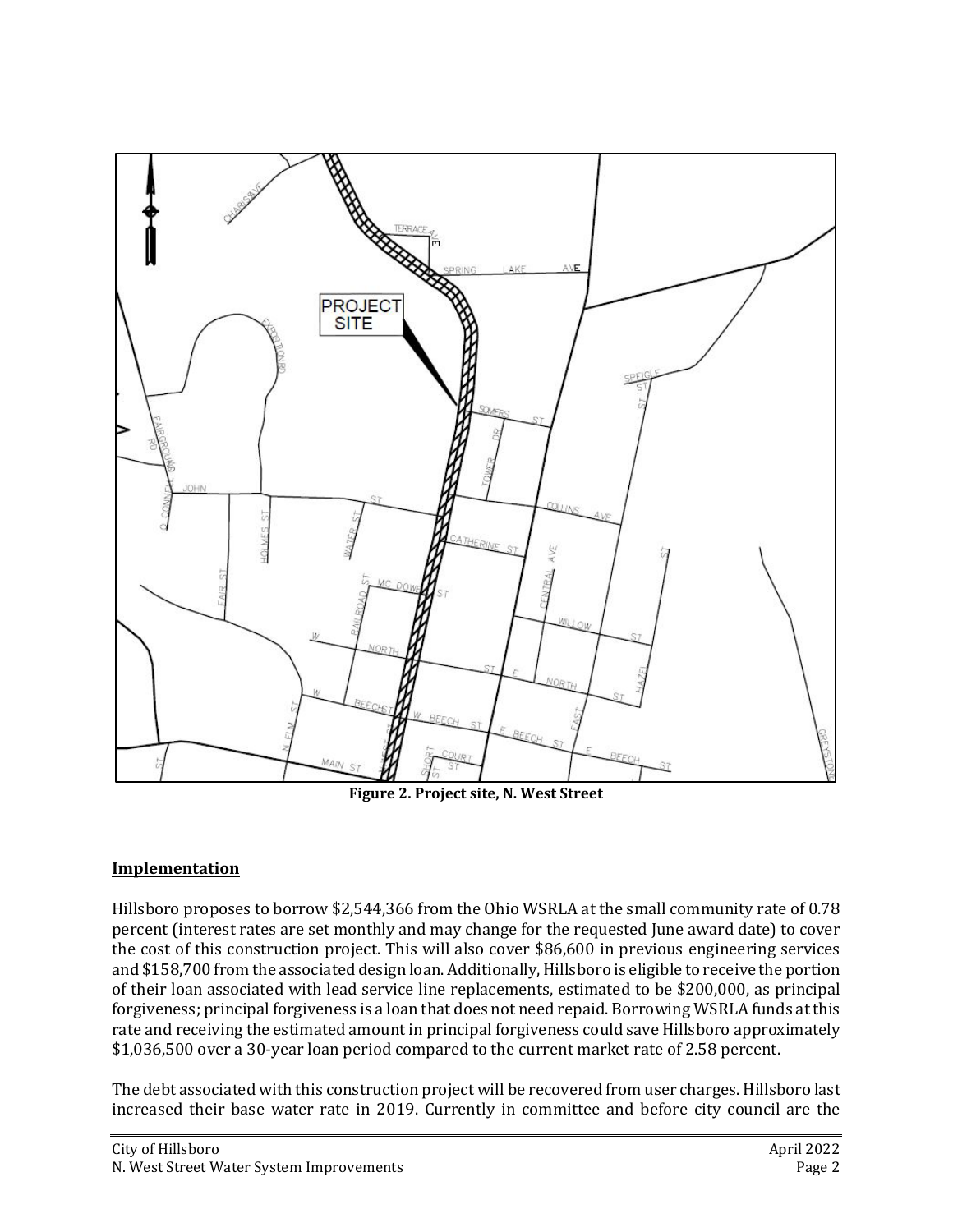Figure 2. Project site, N. West Street

## Implementation

Hillsboro proposes to borrow $2,544,366 from the Ohio WSRLA at the small community rate of 0.78 percent (interest rates are set monthly and may change for the requested June award date) to cover the cost of this construction project. This will also cover $86,600 in previous engineering services and $158,700 from the associated design loan. Additionally, Hillsboro is eligible to receive the portion of their loan associated with lead service line replacements, estimated to be $200,000, as principal forgiveness; principal forgiveness is a loan that does not need repaid. Borrowing WSRLA funds at this rate and receiving the estimated amount in principal forgiveness could save Hillsboro approximately $1,036,500 over a 30-year loan period compared to the current market rate of 2.58 percent.

The debt associated with this construction project will be recovered from user charges. Hillsboro last increased their base water rate in 2019. Currently in committee and before city council are the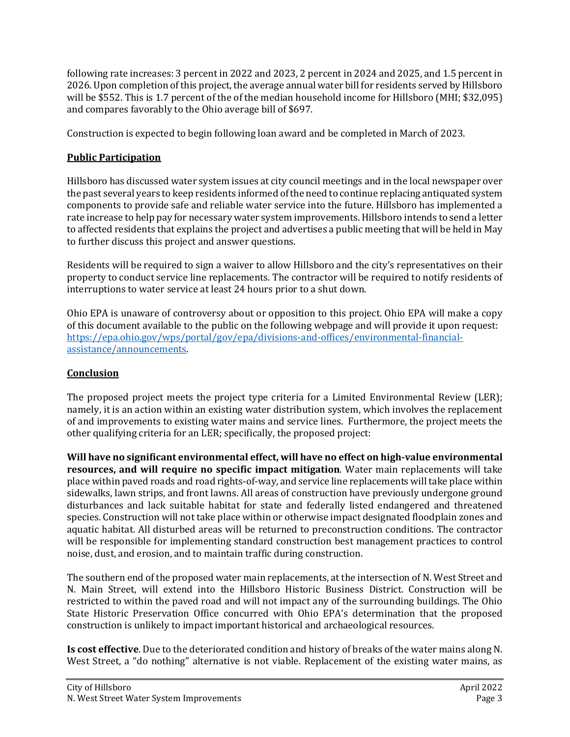following rate increases: 3 percent in 2022 and 2023, 2 percent in 2024 and 2025, and 1.5 percent in 2026. Upon completion of this project, the average annual water bill for residents served by Hillsboro will be $552. This is 1.7 percent of the of the median household income for Hillsboro (MHI; $32,095) and compares favorably to the Ohio average bill of $697.

Construction is expected to begin following loan award and be completed in March of 2023.

## Public Participation

Hillsboro has discussed water system issues at city council meetings and in the local newspaper over the past several years to keep residents informed of the need to continue replacing antiquated system components to provide safe and reliable water service into the future. Hillsboro has implemented a rate increase to help pay for necessary water system improvements. Hillsboro intends to send a letter to affected residents that explains the project and advertises a public meeting that will be held in May to further discuss this project and answer questions.

Residents will be required to sign a waiver to allow Hillsboro and the city's representatives on their property to conduct service line replacements. The contractor will be required to notify residents of interruptions to water service at least 24 hours prior to a shut down.

Ohio EPA is unaware of controversy about or opposition to this project. Ohio EPA will make a copy of this document available to the public on the following webpage and will provide it upon request: [https://epa.ohio.gov/wps/portal/gov/epa/divisions-and-offices/environmental-financial-assistance/announcements](https://epa.ohio.gov/wps/portal/gov/epa/divisions-and-offices/environmental-financial-assistance/announcements).

## Conclusion

The proposed project meets the project type criteria for a Limited Environmental Review (LER); namely, it is an action within an existing water distribution system, which involves the replacement of and improvements to existing water mains and service lines. Furthermore, the project meets the other qualifying criteria for an LER; specifically, the proposed project:

**Will have no significant environmental effect, will have no effect on high-value environmental resources, and will require no specific impact mitigation**. Water main replacements will take place within paved roads and road rights-of-way, and service line replacements will take place within sidewalks, lawn strips, and front lawns. All areas of construction have previously undergone ground disturbances and lack suitable habitat for state and federally listed endangered and threatened species. Construction will not take place within or otherwise impact designated floodplain zones and aquatic habitat. All disturbed areas will be returned to preconstruction conditions. The contractor will be responsible for implementing standard construction best management practices to control noise, dust, and erosion, and to maintain traffic during construction.

The southern end of the proposed water main replacements, at the intersection of N. West Street and N. Main Street, will extend into the Hillsboro Historic Business District. Construction will be restricted to within the paved road and will not impact any of the surrounding buildings. The Ohio State Historic Preservation Office concurred with Ohio EPA's determination that the proposed construction is unlikely to impact important historical and archaeological resources.

**Is cost effective**. Due to the deteriorated condition and history of breaks of the water mains along N. West Street, a "do nothing" alternative is not viable. Replacement of the existing water mains, as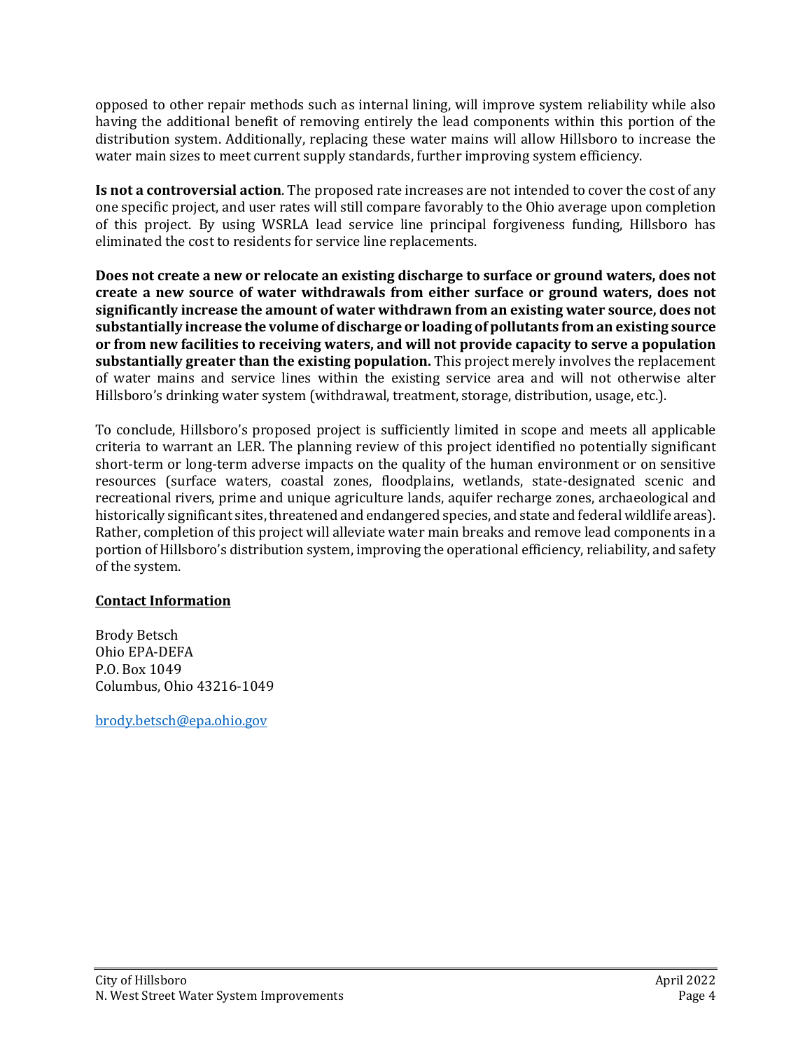opposed to other repair methods such as internal lining, will improve system reliability while also having the additional benefit of removing entirely the lead components within this portion of the distribution system. Additionally, replacing these water mains will allow Hillsboro to increase the water main sizes to meet current supply standards, further improving system efficiency.

**Is not a controversial action**. The proposed rate increases are not intended to cover the cost of any one specific project, and user rates will still compare favorably to the Ohio average upon completion of this project. By using WSRLA lead service line principal forgiveness funding, Hillsboro has eliminated the cost to residents for service line replacements.

**Does not create a new or relocate an existing discharge to surface or ground waters, does not create a new source of water withdrawals from either surface or ground waters, does not significantly increase the amount of water withdrawn from an existing water source, does not substantially increase the volume of discharge or loading of pollutants from an existing source or from new facilities to receiving waters, and will not provide capacity to serve a population substantially greater than the existing population.** This project merely involves the replacement of water mains and service lines within the existing service area and will not otherwise alter Hillsboro's drinking water system (withdrawal, treatment, storage, distribution, usage, etc.).

To conclude, Hillsboro's proposed project is sufficiently limited in scope and meets all applicable criteria to warrant an LER. The planning review of this project identified no potentially significant short-term or long-term adverse impacts on the quality of the human environment or on sensitive resources (surface waters, coastal zones, floodplains, wetlands, state-designated scenic and recreational rivers, prime and unique agriculture lands, aquifer recharge zones, archaeological and historically significant sites, threatened and endangered species, and state and federal wildlife areas). Rather, completion of this project will alleviate water main breaks and remove lead components in a portion of Hillsboro's distribution system, improving the operational efficiency, reliability, and safety of the system.

## Contact Information

Brody Betsch
Ohio EPA-DEFA
P.O. Box 1049
Columbus, Ohio 43216-1049

brody.betsch@epa.ohio.gov